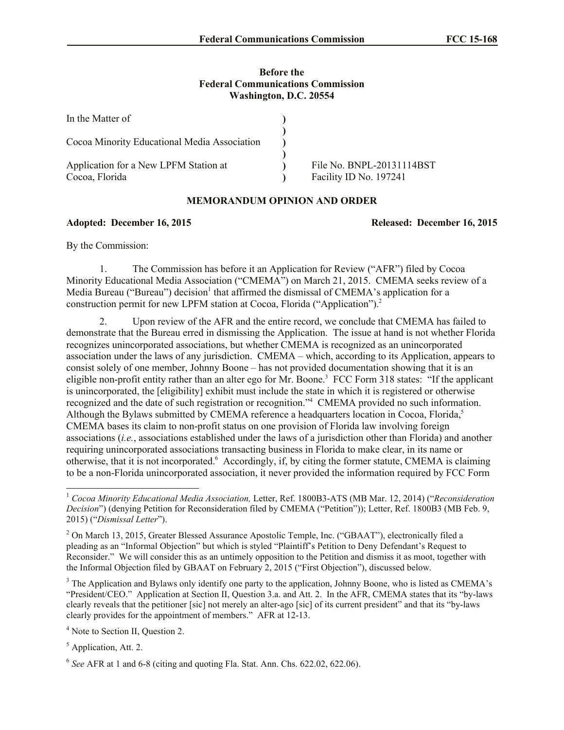**Before the**
**Federal Communications Commission**
**Washington, D.C. 20554**

| | | |
|---|---|---|
| In the Matter of | ) | |
| | ) | |
| Cocoa Minority Educational Media Association | ) | |
| | ) | |
| Application for a New LPFM Station at | ) | File No. BNPL-20131114BST |
| Cocoa, Florida | ) | Facility ID No. 197241 |

**MEMORANDUM OPINION AND ORDER**

**Adopted: December 16, 2015** **Released: December 16, 2015**

By the Commission:

1. The Commission has before it an Application for Review ("AFR") filed by Cocoa Minority Educational Media Association ("CMEMA") on March 21, 2015. CMEMA seeks review of a Media Bureau ("Bureau") decision[1] that affirmed the dismissal of CMEMA's application for a construction permit for new LPFM station at Cocoa, Florida ("Application").[2]

2. Upon review of the AFR and the entire record, we conclude that CMEMA has failed to demonstrate that the Bureau erred in dismissing the Application. The issue at hand is not whether Florida recognizes unincorporated associations, but whether CMEMA is recognized as an unincorporated association under the laws of any jurisdiction. CMEMA – which, according to its Application, appears to consist solely of one member, Johnny Boone – has not provided documentation showing that it is an eligible non-profit entity rather than an alter ego for Mr. Boone.[3] FCC Form 318 states: "If the applicant is unincorporated, the [eligibility] exhibit must include the state in which it is registered or otherwise recognized and the date of such registration or recognition."[4] CMEMA provided no such information. Although the Bylaws submitted by CMEMA reference a headquarters location in Cocoa, Florida,[5] CMEMA bases its claim to non-profit status on one provision of Florida law involving foreign associations (*i.e.*, associations established under the laws of a jurisdiction other than Florida) and another requiring unincorporated associations transacting business in Florida to make clear, in its name or otherwise, that it is not incorporated.[6] Accordingly, if, by citing the former statute, CMEMA is claiming to be a non-Florida unincorporated association, it never provided the information required by FCC Form

---

[1] *Cocoa Minority Educational Media Association,* Letter, Ref. 1800B3-ATS (MB Mar. 12, 2014) ("*Reconsideration Decision*") (denying Petition for Reconsideration filed by CMEMA ("Petition")); Letter, Ref. 1800B3 (MB Feb. 9, 2015) ("*Dismissal Letter*").

[2] On March 13, 2015, Greater Blessed Assurance Apostolic Temple, Inc. ("GBAAT"), electronically filed a pleading as an "Informal Objection" but which is styled "Plaintiff's Petition to Deny Defendant's Request to Reconsider." We will consider this as an untimely opposition to the Petition and dismiss it as moot, together with the Informal Objection filed by GBAAT on February 2, 2015 ("First Objection"), discussed below.

[3] The Application and Bylaws only identify one party to the application, Johnny Boone, who is listed as CMEMA's "President/CEO." Application at Section II, Question 3.a. and Att. 2. In the AFR, CMEMA states that its "by-laws clearly reveals that the petitioner [sic] not merely an alter-ago [sic] of its current president" and that its "by-laws clearly provides for the appointment of members." AFR at 12-13.

[4] Note to Section II, Question 2.

[5] Application, Att. 2.

[6] *See* AFR at 1 and 6-8 (citing and quoting Fla. Stat. Ann. Chs. 622.02, 622.06).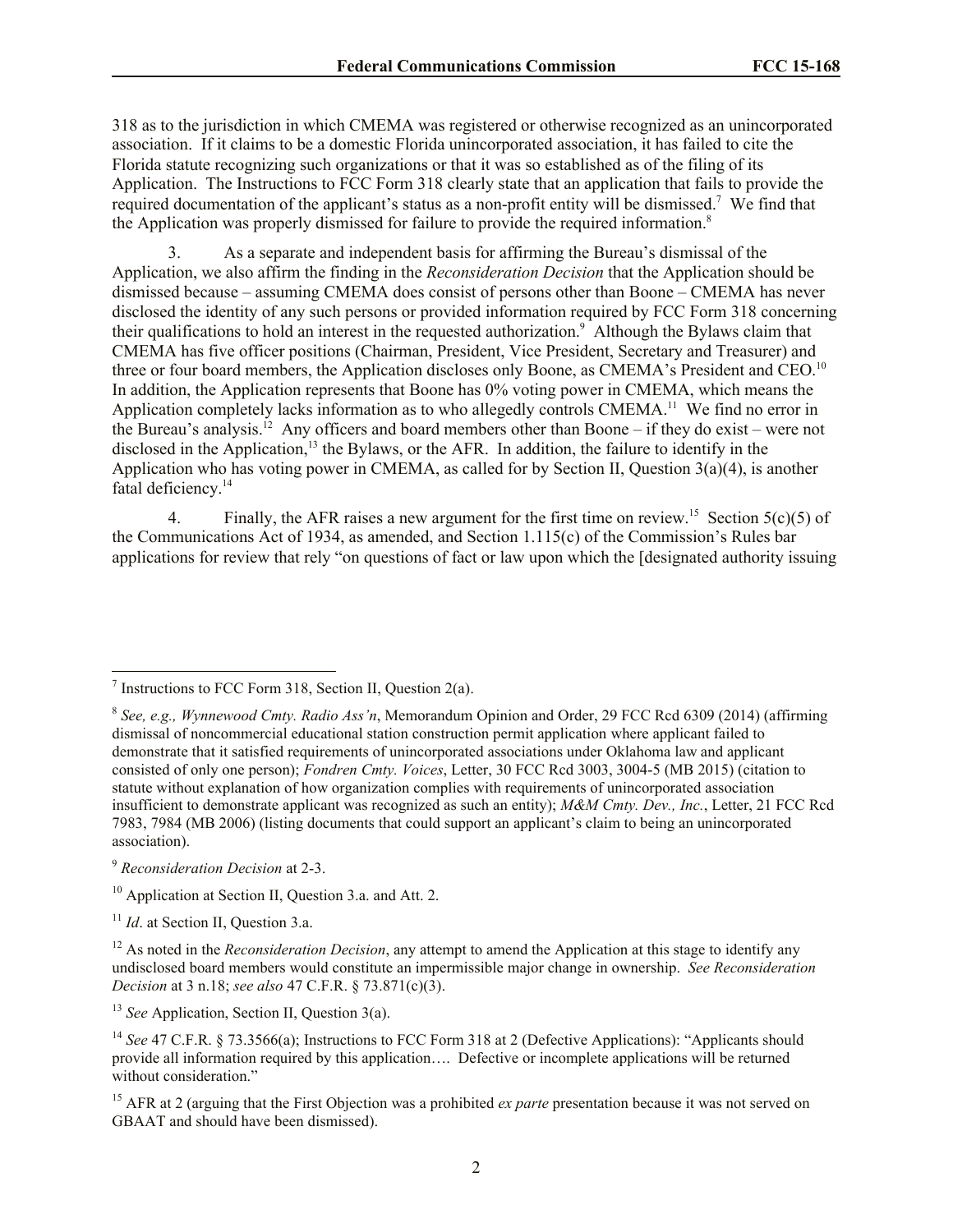318 as to the jurisdiction in which CMEMA was registered or otherwise recognized as an unincorporated association. If it claims to be a domestic Florida unincorporated association, it has failed to cite the Florida statute recognizing such organizations or that it was so established as of the filing of its Application. The Instructions to FCC Form 318 clearly state that an application that fails to provide the required documentation of the applicant's status as a non-profit entity will be dismissed.[7] We find that the Application was properly dismissed for failure to provide the required information.[8]

3. As a separate and independent basis for affirming the Bureau's dismissal of the Application, we also affirm the finding in the *Reconsideration Decision* that the Application should be dismissed because – assuming CMEMA does consist of persons other than Boone – CMEMA has never disclosed the identity of any such persons or provided information required by FCC Form 318 concerning their qualifications to hold an interest in the requested authorization.[9] Although the Bylaws claim that CMEMA has five officer positions (Chairman, President, Vice President, Secretary and Treasurer) and three or four board members, the Application discloses only Boone, as CMEMA's President and CEO.[10] In addition, the Application represents that Boone has 0% voting power in CMEMA, which means the Application completely lacks information as to who allegedly controls CMEMA.[11] We find no error in the Bureau's analysis.[12] Any officers and board members other than Boone – if they do exist – were not disclosed in the Application,[13] the Bylaws, or the AFR. In addition, the failure to identify in the Application who has voting power in CMEMA, as called for by Section II, Question 3(a)(4), is another fatal deficiency.[14]

4. Finally, the AFR raises a new argument for the first time on review.[15] Section 5(c)(5) of the Communications Act of 1934, as amended, and Section 1.115(c) of the Commission's Rules bar applications for review that rely "on questions of fact or law upon which the [designated authority issuing

---

[7] Instructions to FCC Form 318, Section II, Question 2(a).

[8] *See, e.g., Wynnewood Cmty. Radio Ass'n*, Memorandum Opinion and Order, 29 FCC Rcd 6309 (2014) (affirming dismissal of noncommercial educational station construction permit application where applicant failed to demonstrate that it satisfied requirements of unincorporated associations under Oklahoma law and applicant consisted of only one person); *Fondren Cmty. Voices*, Letter, 30 FCC Rcd 3003, 3004-5 (MB 2015) (citation to statute without explanation of how organization complies with requirements of unincorporated association insufficient to demonstrate applicant was recognized as such an entity); *M&M Cmty. Dev., Inc.*, Letter, 21 FCC Rcd 7983, 7984 (MB 2006) (listing documents that could support an applicant's claim to being an unincorporated association).

[9] *Reconsideration Decision* at 2-3.

[10] Application at Section II, Question 3.a. and Att. 2.

[11] *Id*. at Section II, Question 3.a.

[12] As noted in the *Reconsideration Decision*, any attempt to amend the Application at this stage to identify any undisclosed board members would constitute an impermissible major change in ownership. *See Reconsideration Decision* at 3 n.18; *see also* 47 C.F.R. § 73.871(c)(3).

[13] *See* Application, Section II, Question 3(a).

[14] *See* 47 C.F.R. § 73.3566(a); Instructions to FCC Form 318 at 2 (Defective Applications): "Applicants should provide all information required by this application…. Defective or incomplete applications will be returned without consideration."

[15] AFR at 2 (arguing that the First Objection was a prohibited *ex parte* presentation because it was not served on GBAAT and should have been dismissed).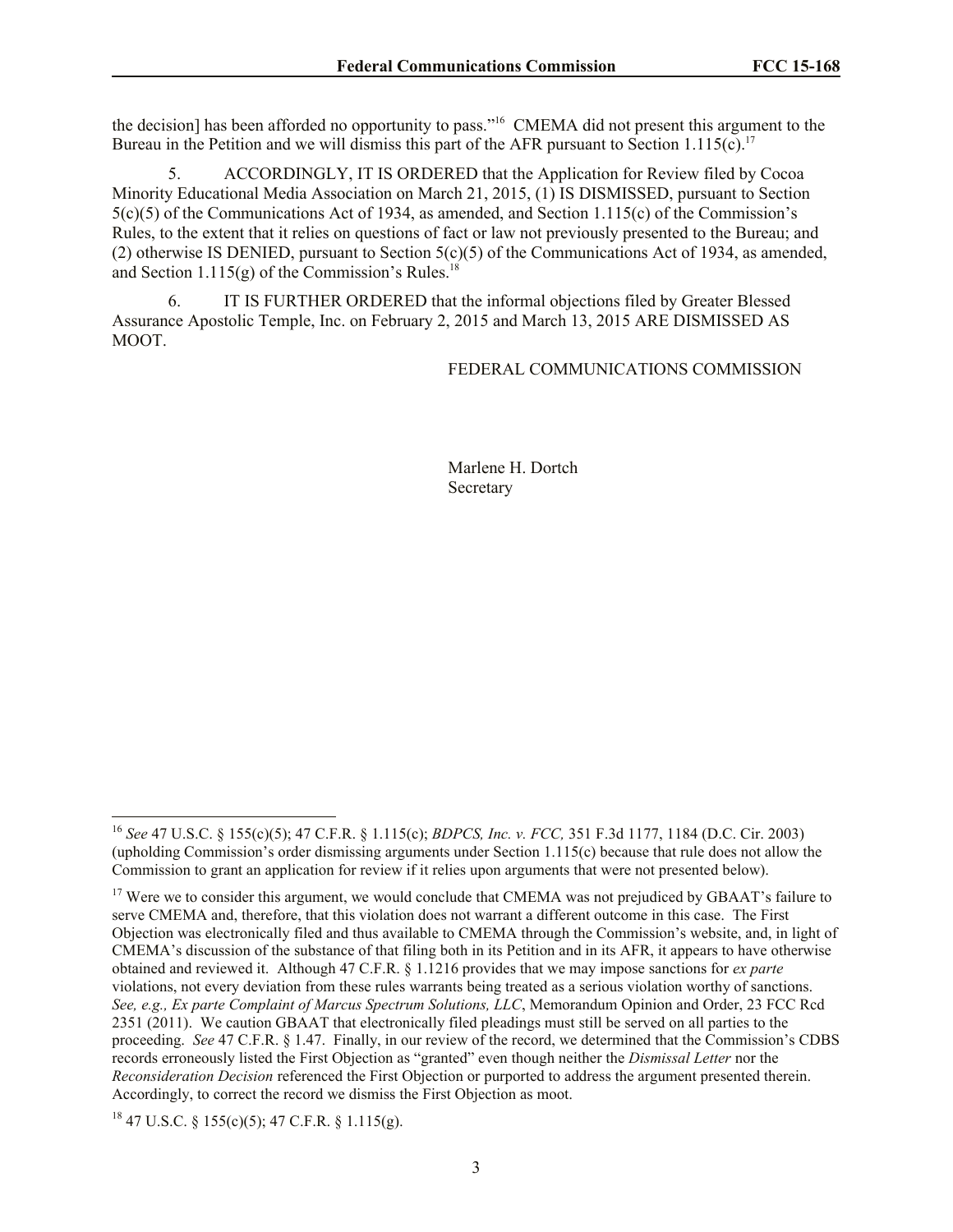the decision] has been afforded no opportunity to pass."[16] CMEMA did not present this argument to the Bureau in the Petition and we will dismiss this part of the AFR pursuant to Section 1.115(c).[17]

5. ACCORDINGLY, IT IS ORDERED that the Application for Review filed by Cocoa Minority Educational Media Association on March 21, 2015, (1) IS DISMISSED, pursuant to Section 5(c)(5) of the Communications Act of 1934, as amended, and Section 1.115(c) of the Commission's Rules, to the extent that it relies on questions of fact or law not previously presented to the Bureau; and (2) otherwise IS DENIED, pursuant to Section 5(c)(5) of the Communications Act of 1934, as amended, and Section 1.115(g) of the Commission's Rules.[18]

6. IT IS FURTHER ORDERED that the informal objections filed by Greater Blessed Assurance Apostolic Temple, Inc. on February 2, 2015 and March 13, 2015 ARE DISMISSED AS MOOT.

FEDERAL COMMUNICATIONS COMMISSION

Marlene H. Dortch
Secretary

---

[16] *See* 47 U.S.C. § 155(c)(5); 47 C.F.R. § 1.115(c); *BDPCS, Inc. v. FCC,* 351 F.3d 1177, 1184 (D.C. Cir. 2003) (upholding Commission's order dismissing arguments under Section 1.115(c) because that rule does not allow the Commission to grant an application for review if it relies upon arguments that were not presented below).

[17] Were we to consider this argument, we would conclude that CMEMA was not prejudiced by GBAAT's failure to serve CMEMA and, therefore, that this violation does not warrant a different outcome in this case. The First Objection was electronically filed and thus available to CMEMA through the Commission's website, and, in light of CMEMA's discussion of the substance of that filing both in its Petition and in its AFR, it appears to have otherwise obtained and reviewed it. Although 47 C.F.R. § 1.1216 provides that we may impose sanctions for *ex parte* violations, not every deviation from these rules warrants being treated as a serious violation worthy of sanctions. *See, e.g., Ex parte Complaint of Marcus Spectrum Solutions, LLC*, Memorandum Opinion and Order, 23 FCC Rcd 2351 (2011). We caution GBAAT that electronically filed pleadings must still be served on all parties to the proceeding. *See* 47 C.F.R. § 1.47. Finally, in our review of the record, we determined that the Commission's CDBS records erroneously listed the First Objection as "granted" even though neither the *Dismissal Letter* nor the *Reconsideration Decision* referenced the First Objection or purported to address the argument presented therein. Accordingly, to correct the record we dismiss the First Objection as moot.

[18] 47 U.S.C. § 155(c)(5); 47 C.F.R. § 1.115(g).